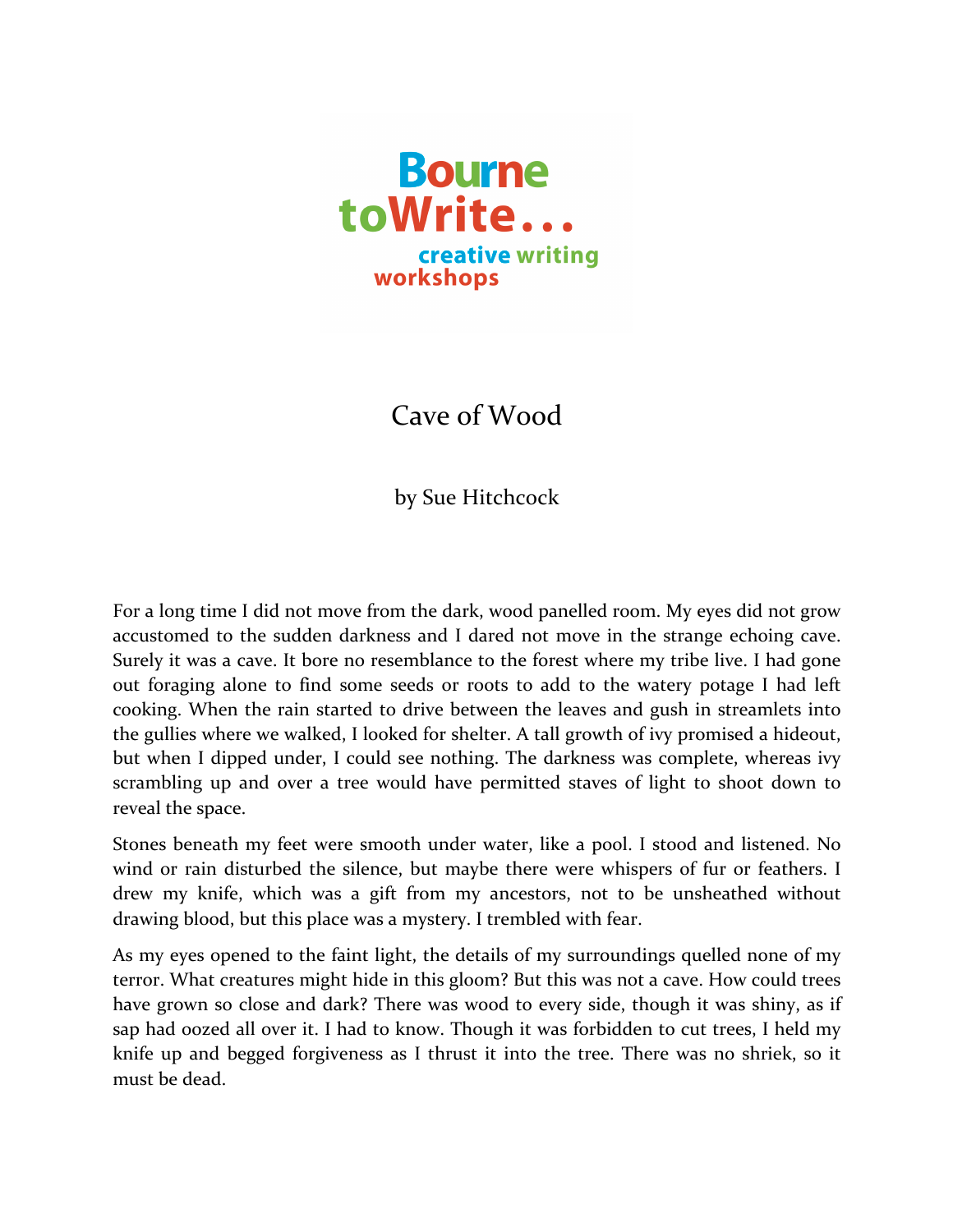Bourne toWrite... creative writing workshops

# Cave of Wood

by Sue Hitchcock

For a long time I did not move from the dark, wood panelled room. My eyes did not grow accustomed to the sudden darkness and I dared not move in the strange echoing cave. Surely it was a cave. It bore no resemblance to the forest where my tribe live. I had gone out foraging alone to find some seeds or roots to add to the watery potage I had left cooking. When the rain started to drive between the leaves and gush in streamlets into the gullies where we walked, I looked for shelter. A tall growth of ivy promised a hideout, but when I dipped under, I could see nothing. The darkness was complete, whereas ivy scrambling up and over a tree would have permitted staves of light to shoot down to reveal the space.

Stones beneath my feet were smooth under water, like a pool. I stood and listened. No wind or rain disturbed the silence, but maybe there were whispers of fur or feathers. I drew my knife, which was a gift from my ancestors, not to be unsheathed without drawing blood, but this place was a mystery. I trembled with fear.

As my eyes opened to the faint light, the details of my surroundings quelled none of my terror. What creatures might hide in this gloom? But this was not a cave. How could trees have grown so close and dark? There was wood to every side, though it was shiny, as if sap had oozed all over it. I had to know. Though it was forbidden to cut trees, I held my knife up and begged forgiveness as I thrust it into the tree. There was no shriek, so it must be dead.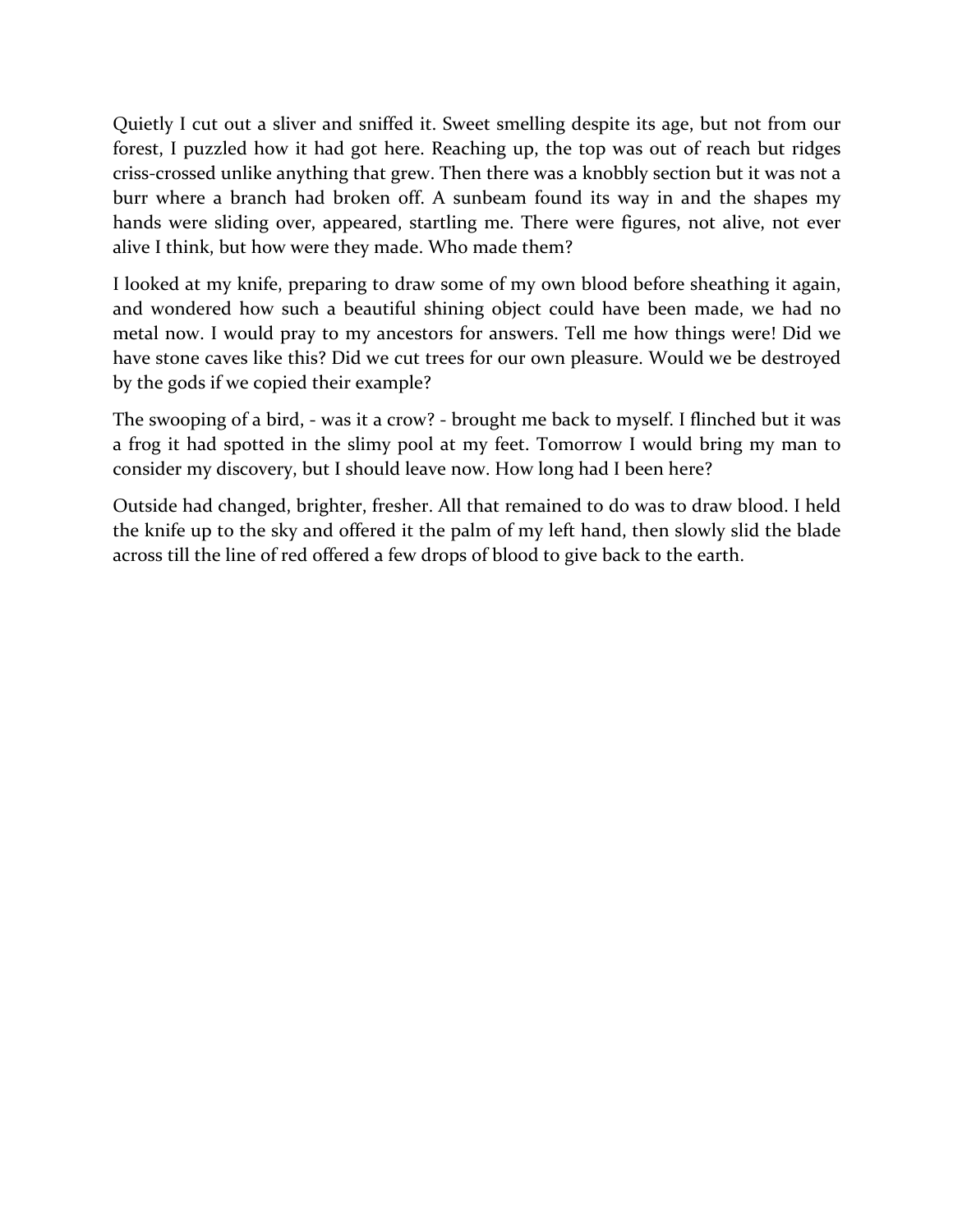Quietly I cut out a sliver and sniffed it. Sweet smelling despite its age, but not from our forest, I puzzled how it had got here. Reaching up, the top was out of reach but ridges criss-crossed unlike anything that grew. Then there was a knobbly section but it was not a burr where a branch had broken off. A sunbeam found its way in and the shapes my hands were sliding over, appeared, startling me. There were figures, not alive, not ever alive I think, but how were they made. Who made them?

I looked at my knife, preparing to draw some of my own blood before sheathing it again, and wondered how such a beautiful shining object could have been made, we had no metal now. I would pray to my ancestors for answers. Tell me how things were! Did we have stone caves like this? Did we cut trees for our own pleasure. Would we be destroyed by the gods if we copied their example?

The swooping of a bird, - was it a crow? - brought me back to myself. I flinched but it was a frog it had spotted in the slimy pool at my feet. Tomorrow I would bring my man to consider my discovery, but I should leave now. How long had I been here?

Outside had changed, brighter, fresher. All that remained to do was to draw blood. I held the knife up to the sky and offered it the palm of my left hand, then slowly slid the blade across till the line of red offered a few drops of blood to give back to the earth.